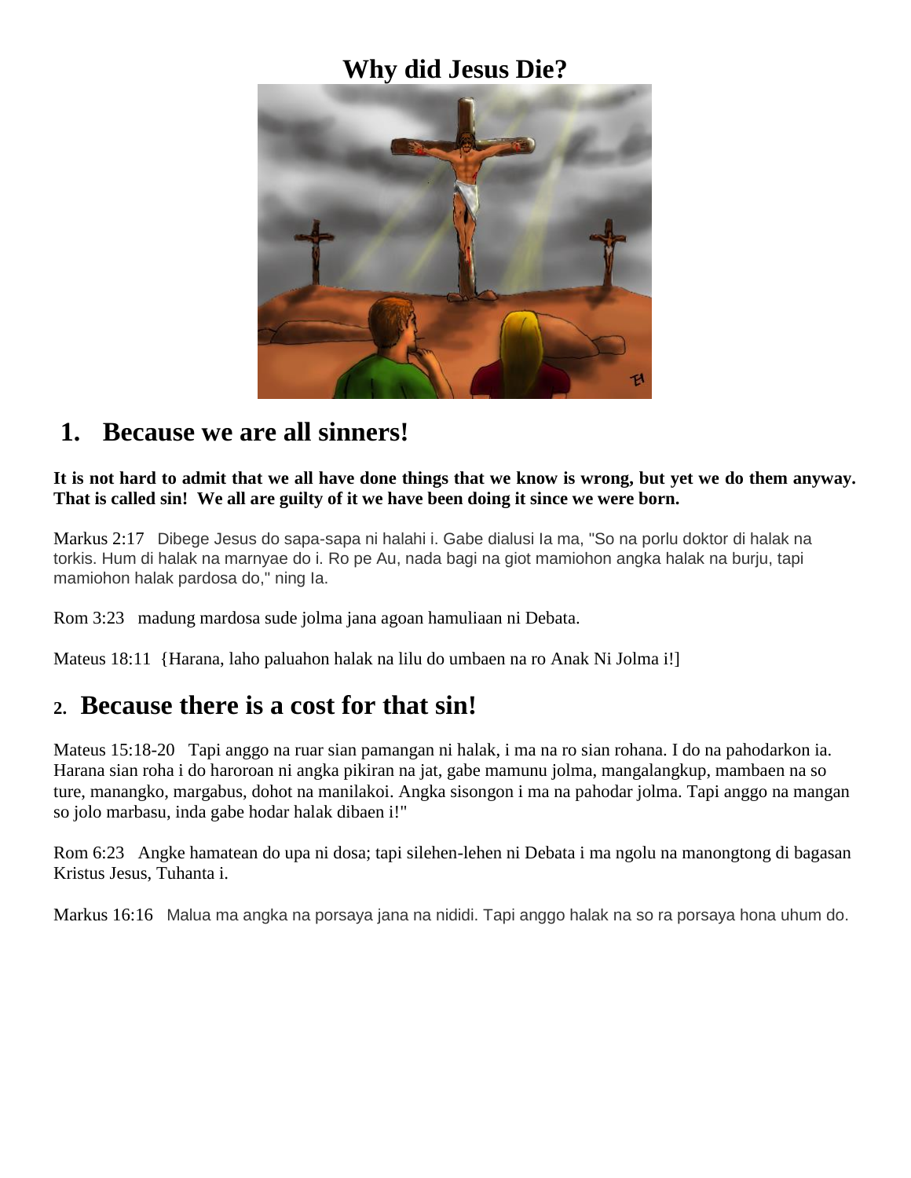# Why did Jesus Die?

## 1. Because we are all sinners!

**It is not hard to admit that we all have done things that we know is wrong, but yet we do them anyway. That is called sin! We all are guilty of it we have been doing it since we were born.**

Markus 2:17 Dibege Jesus do sapa-sapa ni halahi i. Gabe dialusi Ia ma, "So na porlu doktor di halak na torkis. Hum di halak na marnyae do i. Ro pe Au, nada bagi na giot mamiohon angka halak na burju, tapi mamiohon halak pardosa do," ning Ia.

Rom 3:23 madung mardosa sude jolma jana agoan hamuliaan ni Debata.

Mateus 18:11 {Harana, laho paluahon halak na lilu do umbaen na ro Anak Ni Jolma i!]

## 2. Because there is a cost for that sin!

Mateus 15:18-20 Tapi anggo na ruar sian pamangan ni halak, i ma na ro sian rohana. I do na pahodarkon ia. Harana sian roha i do haroroan ni angka pikiran na jat, gabe mamunu jolma, mangalangkup, mambaen na so ture, manangko, margabus, dohot na manilakoi. Angka sisongon i ma na pahodar jolma. Tapi anggo na mangan so jolo marbasu, inda gabe hodar halak dibaen i!"

Rom 6:23 Angke hamatean do upa ni dosa; tapi silehen-lehen ni Debata i ma ngolu na manongtong di bagasan Kristus Jesus, Tuhanta i.

Markus 16:16 Malua ma angka na porsaya jana na nididi. Tapi anggo halak na so ra porsaya hona uhum do.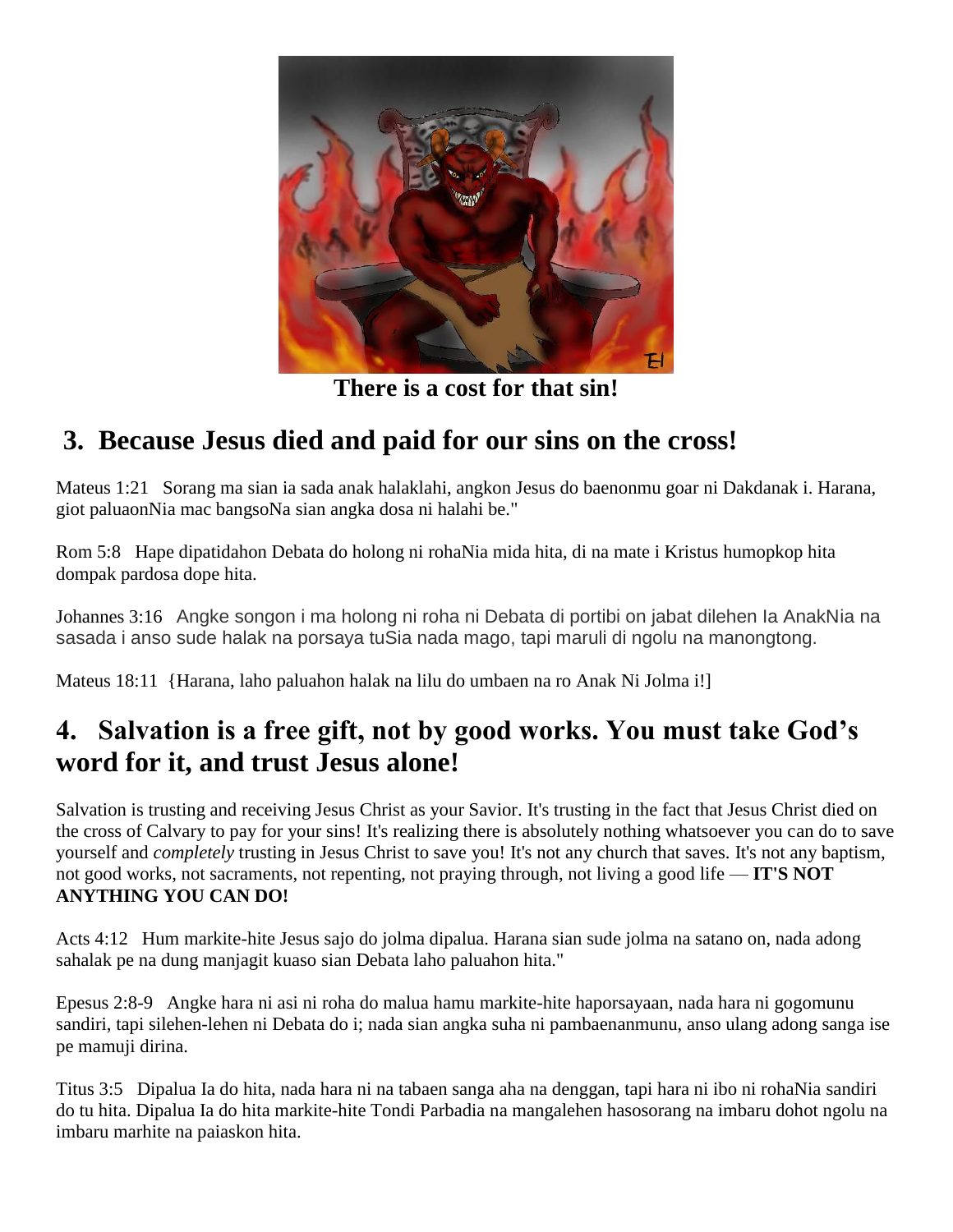There is a cost for that sin!

## 3. Because Jesus died and paid for our sins on the cross!

Mateus 1:21 Sorang ma sian ia sada anak halaklahi, angkon Jesus do baenonmu goar ni Dakdanak i. Harana, giot paluaonNia mac bangsoNa sian angka dosa ni halahi be."

Rom 5:8 Hape dipatidahon Debata do holong ni rohaNia mida hita, di na mate i Kristus humopkop hita dompak pardosa dope hita.

Johannes 3:16 Angke songon i ma holong ni roha ni Debata di portibi on jabat dilehen Ia AnakNia na sasada i anso sude halak na porsaya tuSia nada mago, tapi maruli di ngolu na manongtong.

Mateus 18:11 {Harana, laho paluahon halak na lilu do umbaen na ro Anak Ni Jolma i!]

## 4. Salvation is a free gift, not by good works. You must take God's word for it, and trust Jesus alone!

Salvation is trusting and receiving Jesus Christ as your Savior. It's trusting in the fact that Jesus Christ died on the cross of Calvary to pay for your sins! It's realizing there is absolutely nothing whatsoever you can do to save yourself and *completely* trusting in Jesus Christ to save you! It's not any church that saves. It's not any baptism, not good works, not sacraments, not repenting, not praying through, not living a good life — **IT'S NOT ANYTHING YOU CAN DO!**

Acts 4:12 Hum markite-hite Jesus sajo do jolma dipalua. Harana sian sude jolma na satano on, nada adong sahalak pe na dung manjagit kuaso sian Debata laho paluahon hita."

Epesus 2:8-9 Angke hara ni asi ni roha do malua hamu markite-hite haporsayaan, nada hara ni gogomunu sandiri, tapi silehen-lehen ni Debata do i; nada sian angka suha ni pambaenanmunu, anso ulang adong sanga ise pe mamuji dirina.

Titus 3:5 Dipalua Ia do hita, nada hara ni na tabaen sanga aha na denggan, tapi hara ni ibo ni rohaNia sandiri do tu hita. Dipalua Ia do hita markite-hite Tondi Parbadia na mangalehen hasosorang na imbaru dohot ngolu na imbaru marhite na paiaskon hita.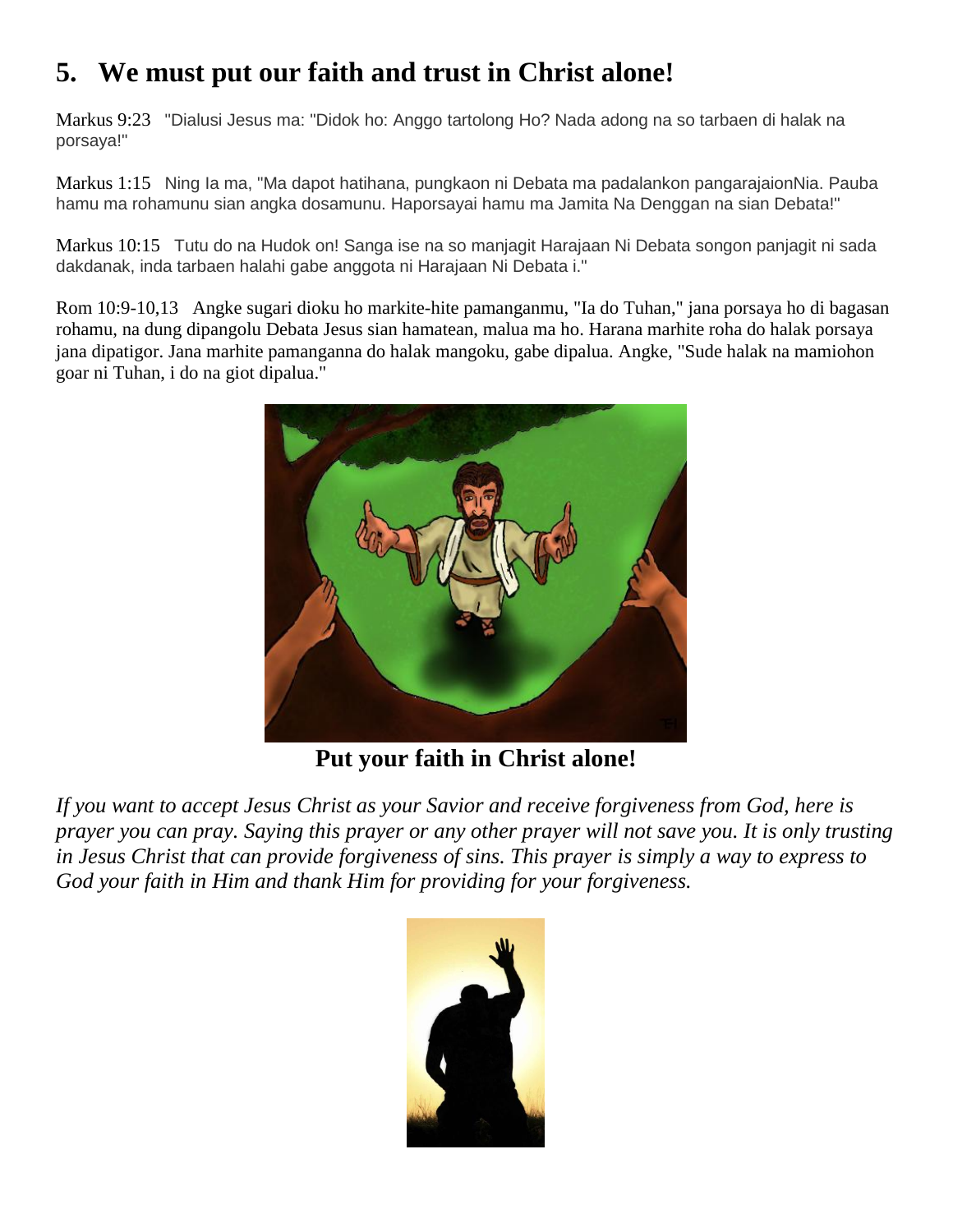## 5. We must put our faith and trust in Christ alone!

Markus 9:23 "Dialusi Jesus ma: "Didok ho: Anggo tartolong Ho? Nada adong na so tarbaen di halak na porsaya!"

Markus 1:15 Ning Ia ma, "Ma dapot hatihana, pungkaon ni Debata ma padalankon pangarajaionNia. Pauba hamu ma rohamunu sian angka dosamunu. Haporsayai hamu ma Jamita Na Denggan na sian Debata!"

Markus 10:15 Tutu do na Hudok on! Sanga ise na so manjagit Harajaan Ni Debata songon panjagit ni sada dakdanak, inda tarbaen halahi gabe anggota ni Harajaan Ni Debata i."

Rom 10:9-10,13 Angke sugari dioku ho markite-hite pamanganmu, "Ia do Tuhan," jana porsaya ho di bagasan rohamu, na dung dipangolu Debata Jesus sian hamatean, malua ma ho. Harana marhite roha do halak porsaya jana dipatigor. Jana marhite pamanganna do halak mangoku, gabe dipalua. Angke, "Sude halak na mamiohon goar ni Tuhan, i do na giot dipalua."

**Put your faith in Christ alone!**

*If you want to accept Jesus Christ as your Savior and receive forgiveness from God, here is prayer you can pray. Saying this prayer or any other prayer will not save you. It is only trusting in Jesus Christ that can provide forgiveness of sins. This prayer is simply a way to express to God your faith in Him and thank Him for providing for your forgiveness.*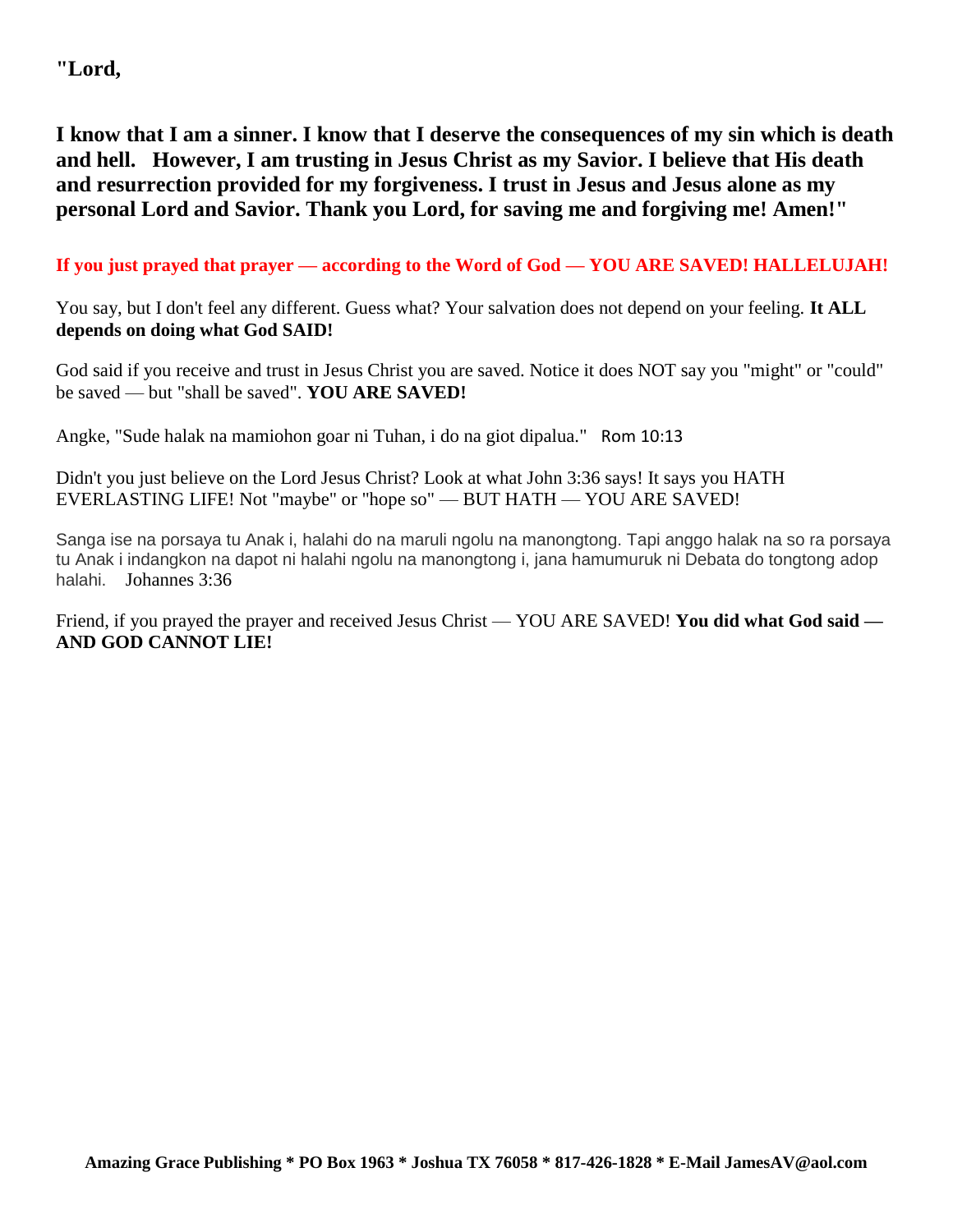**"Lord,**

**I know that I am a sinner. I know that I deserve the consequences of my sin which is death and hell. However, I am trusting in Jesus Christ as my Savior. I believe that His death and resurrection provided for my forgiveness. I trust in Jesus and Jesus alone as my personal Lord and Savior. Thank you Lord, for saving me and forgiving me! Amen!"**

**If you just prayed that prayer — according to the Word of God — YOU ARE SAVED! HALLELUJAH!**

You say, but I don't feel any different. Guess what? Your salvation does not depend on your feeling. **It ALL depends on doing what God SAID!**

God said if you receive and trust in Jesus Christ you are saved. Notice it does NOT say you "might" or "could" be saved — but "shall be saved". **YOU ARE SAVED!**

Angke, "Sude halak na mamiohon goar ni Tuhan, i do na giot dipalua." Rom 10:13

Didn't you just believe on the Lord Jesus Christ? Look at what John 3:36 says! It says you HATH EVERLASTING LIFE! Not "maybe" or "hope so" — BUT HATH — YOU ARE SAVED!

Sanga ise na porsaya tu Anak i, halahi do na maruli ngolu na manongtong. Tapi anggo halak na so ra porsaya tu Anak i indangkon na dapot ni halahi ngolu na manongtong i, jana hamumuruk ni Debata do tongtong adop halahi. Johannes 3:36

Friend, if you prayed the prayer and received Jesus Christ — YOU ARE SAVED! **You did what God said — AND GOD CANNOT LIE!**

**Amazing Grace Publishing * PO Box 1963 * Joshua TX 76058 * 817-426-1828 * E-Mail JamesAV@aol.com**